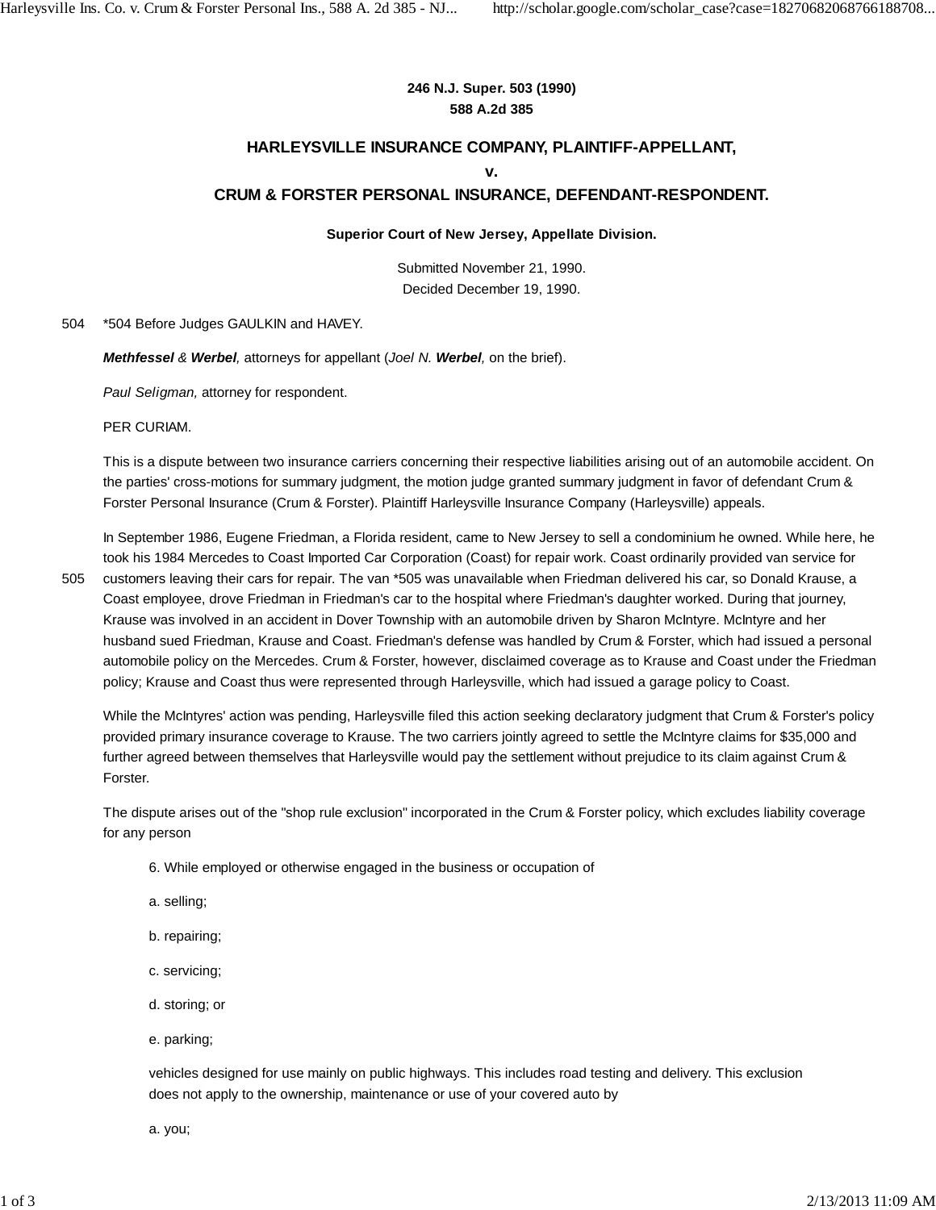**246 N.J. Super. 503 (1990)**
**588 A.2d 385**

## HARLEYSVILLE INSURANCE COMPANY, PLAINTIFF-APPELLANT,
## v.
## CRUM & FORSTER PERSONAL INSURANCE, DEFENDANT-RESPONDENT.

**Superior Court of New Jersey, Appellate Division.**

Submitted November 21, 1990.
Decided December 19, 1990.

504 *504 Before Judges GAULKIN and HAVEY.

***Methfessel** & **Werbel**,* attorneys for appellant (*Joel N. **Werbel**,* on the brief).

*Paul Seligman,* attorney for respondent.

PER CURIAM.

This is a dispute between two insurance carriers concerning their respective liabilities arising out of an automobile accident. On the parties' cross-motions for summary judgment, the motion judge granted summary judgment in favor of defendant Crum & Forster Personal Insurance (Crum & Forster). Plaintiff Harleysville Insurance Company (Harleysville) appeals.

In September 1986, Eugene Friedman, a Florida resident, came to New Jersey to sell a condominium he owned. While here, he took his 1984 Mercedes to Coast Imported Car Corporation (Coast) for repair work. Coast ordinarily provided van service for customers leaving their cars for repair. The van *505 was unavailable when Friedman delivered his car, so Donald Krause, a Coast employee, drove Friedman in Friedman's car to the hospital where Friedman's daughter worked. During that journey, Krause was involved in an accident in Dover Township with an automobile driven by Sharon McIntyre. McIntyre and her husband sued Friedman, Krause and Coast. Friedman's defense was handled by Crum & Forster, which had issued a personal automobile policy on the Mercedes. Crum & Forster, however, disclaimed coverage as to Krause and Coast under the Friedman policy; Krause and Coast thus were represented through Harleysville, which had issued a garage policy to Coast.

505

While the McIntyres' action was pending, Harleysville filed this action seeking declaratory judgment that Crum & Forster's policy provided primary insurance coverage to Krause. The two carriers jointly agreed to settle the McIntyre claims for $35,000 and further agreed between themselves that Harleysville would pay the settlement without prejudice to its claim against Crum & Forster.

The dispute arises out of the "shop rule exclusion" incorporated in the Crum & Forster policy, which excludes liability coverage for any person

> 6. While employed or otherwise engaged in the business or occupation of
>
> a. selling;
>
> b. repairing;
>
> c. servicing;
>
> d. storing; or
>
> e. parking;
>
> vehicles designed for use mainly on public highways. This includes road testing and delivery. This exclusion does not apply to the ownership, maintenance or use of your covered auto by
>
> a. you;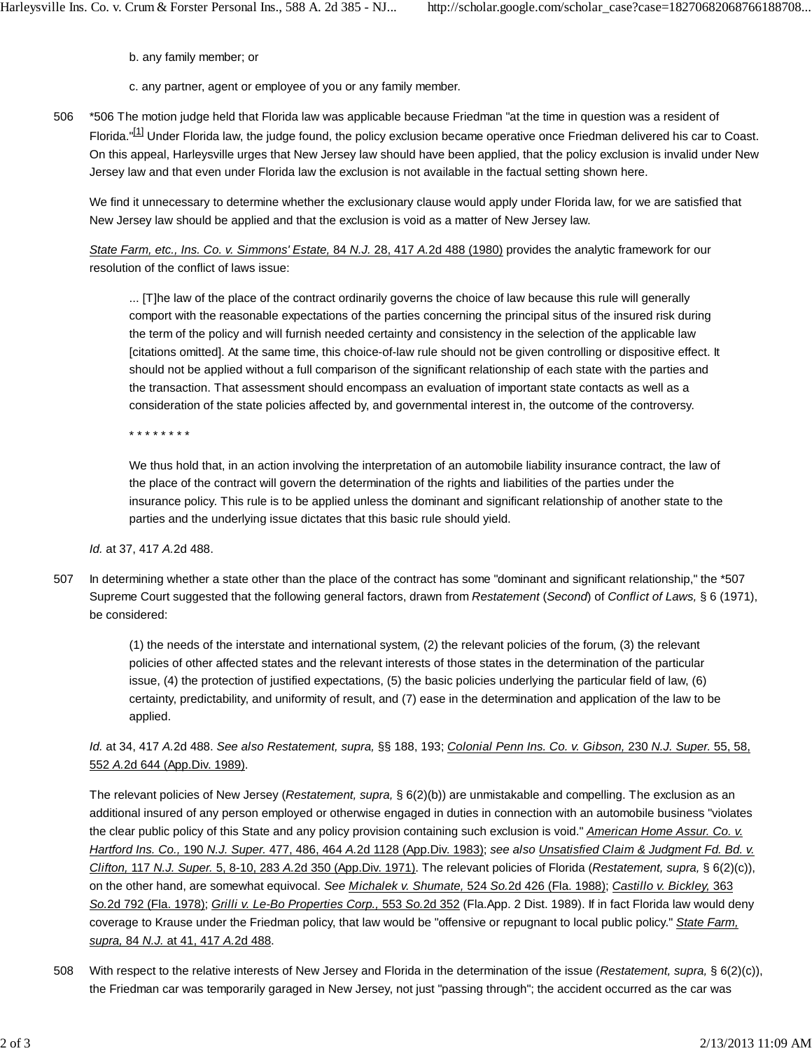b. any family member; or

c. any partner, agent or employee of you or any family member.

506 *506 The motion judge held that Florida law was applicable because Friedman "at the time in question was a resident of Florida."[1] Under Florida law, the judge found, the policy exclusion became operative once Friedman delivered his car to Coast. On this appeal, Harleysville urges that New Jersey law should have been applied, that the policy exclusion is invalid under New Jersey law and that even under Florida law the exclusion is not available in the factual setting shown here.

We find it unnecessary to determine whether the exclusionary clause would apply under Florida law, for we are satisfied that New Jersey law should be applied and that the exclusion is void as a matter of New Jersey law.

*State Farm, etc., Ins. Co. v. Simmons' Estate,* 84 *N.J.* 28, 417 *A.*2d 488 (1980) provides the analytic framework for our resolution of the conflict of laws issue:

> ... [T]he law of the place of the contract ordinarily governs the choice of law because this rule will generally comport with the reasonable expectations of the parties concerning the principal situs of the insured risk during the term of the policy and will furnish needed certainty and consistency in the selection of the applicable law [citations omitted]. At the same time, this choice-of-law rule should not be given controlling or dispositive effect. It should not be applied without a full comparison of the significant relationship of each state with the parties and the transaction. That assessment should encompass an evaluation of important state contacts as well as a consideration of the state policies affected by, and governmental interest in, the outcome of the controversy.
>
> * * * * * * * *
>
> We thus hold that, in an action involving the interpretation of an automobile liability insurance contract, the law of the place of the contract will govern the determination of the rights and liabilities of the parties under the insurance policy. This rule is to be applied unless the dominant and significant relationship of another state to the parties and the underlying issue dictates that this basic rule should yield.

*Id.* at 37, 417 *A.*2d 488.

507 In determining whether a state other than the place of the contract has some "dominant and significant relationship," the *507 Supreme Court suggested that the following general factors, drawn from *Restatement* (*Second*) of *Conflict of Laws,* § 6 (1971), be considered:

> (1) the needs of the interstate and international system, (2) the relevant policies of the forum, (3) the relevant policies of other affected states and the relevant interests of those states in the determination of the particular issue, (4) the protection of justified expectations, (5) the basic policies underlying the particular field of law, (6) certainty, predictability, and uniformity of result, and (7) ease in the determination and application of the law to be applied.

*Id.* at 34, 417 *A.*2d 488. *See also Restatement, supra,* §§ 188, 193; *Colonial Penn Ins. Co. v. Gibson,* 230 *N.J. Super.* 55, 58, 552 *A.*2d 644 (App.Div. 1989).

The relevant policies of New Jersey (*Restatement, supra,* § 6(2)(b)) are unmistakable and compelling. The exclusion as an additional insured of any person employed or otherwise engaged in duties in connection with an automobile business "violates the clear public policy of this State and any policy provision containing such exclusion is void." *American Home Assur. Co. v. Hartford Ins. Co.,* 190 *N.J. Super.* 477, 486, 464 *A.*2d 1128 (App.Div. 1983); *see also Unsatisfied Claim & Judgment Fd. Bd. v. Clifton,* 117 *N.J. Super.* 5, 8-10, 283 *A.*2d 350 (App.Div. 1971). The relevant policies of Florida (*Restatement, supra,* § 6(2)(c)), on the other hand, are somewhat equivocal. *See Michalek v. Shumate,* 524 *So.*2d 426 (Fla. 1988); *Castillo v. Bickley,* 363 *So.*2d 792 (Fla. 1978); *Grilli v. Le-Bo Properties Corp.,* 553 *So.*2d 352 (Fla.App. 2 Dist. 1989). If in fact Florida law would deny coverage to Krause under the Friedman policy, that law would be "offensive or repugnant to local public policy." *State Farm, supra,* 84 *N.J.* at 41, 417 *A.*2d 488.

508 With respect to the relative interests of New Jersey and Florida in the determination of the issue (*Restatement, supra,* § 6(2)(c)), the Friedman car was temporarily garaged in New Jersey, not just "passing through"; the accident occurred as the car was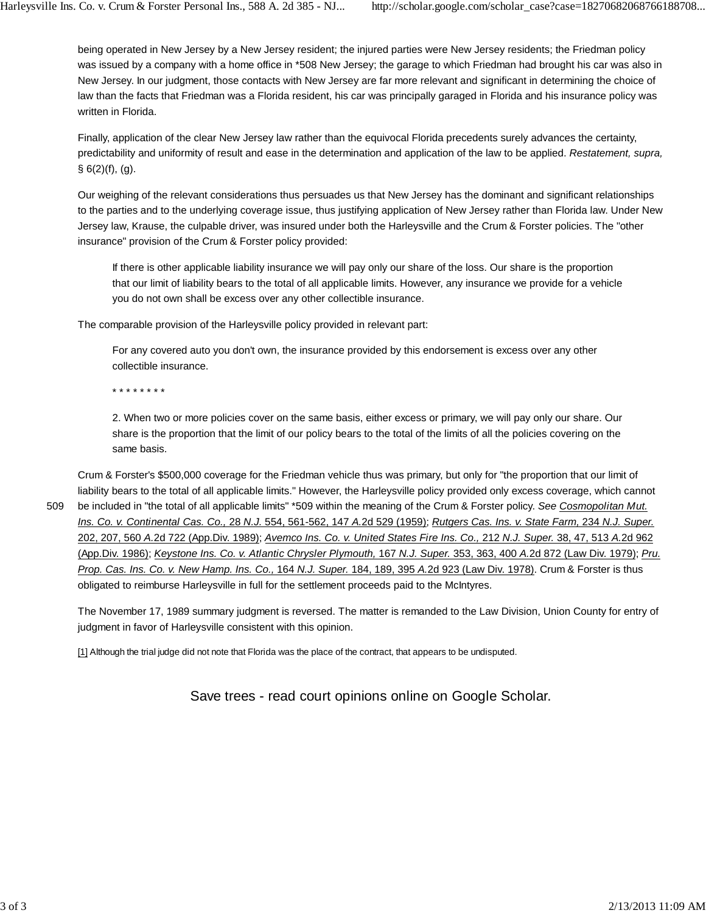being operated in New Jersey by a New Jersey resident; the injured parties were New Jersey residents; the Friedman policy was issued by a company with a home office in *508 New Jersey; the garage to which Friedman had brought his car was also in New Jersey. In our judgment, those contacts with New Jersey are far more relevant and significant in determining the choice of law than the facts that Friedman was a Florida resident, his car was principally garaged in Florida and his insurance policy was written in Florida.

Finally, application of the clear New Jersey law rather than the equivocal Florida precedents surely advances the certainty, predictability and uniformity of result and ease in the determination and application of the law to be applied. *Restatement, supra,* § 6(2)(f), (g).

Our weighing of the relevant considerations thus persuades us that New Jersey has the dominant and significant relationships to the parties and to the underlying coverage issue, thus justifying application of New Jersey rather than Florida law. Under New Jersey law, Krause, the culpable driver, was insured under both the Harleysville and the Crum & Forster policies. The "other insurance" provision of the Crum & Forster policy provided:

> If there is other applicable liability insurance we will pay only our share of the loss. Our share is the proportion that our limit of liability bears to the total of all applicable limits. However, any insurance we provide for a vehicle you do not own shall be excess over any other collectible insurance.

The comparable provision of the Harleysville policy provided in relevant part:

> For any covered auto you don't own, the insurance provided by this endorsement is excess over any other collectible insurance.
>
> * * * * * * * *
>
> 2. When two or more policies cover on the same basis, either excess or primary, we will pay only our share. Our share is the proportion that the limit of our policy bears to the total of the limits of all the policies covering on the same basis.

Crum & Forster's $500,000 coverage for the Friedman vehicle thus was primary, but only for "the proportion that our limit of liability bears to the total of all applicable limits." However, the Harleysville policy provided only excess coverage, which cannot be included in "the total of all applicable limits" *509 within the meaning of the Crum & Forster policy. *See* *Cosmopolitan Mut. Ins. Co. v. Continental Cas. Co.,* 28 *N.J.* 554, 561-562, 147 *A.*2d 529 (1959); *Rutgers Cas. Ins. v. State Farm,* 234 *N.J. Super.* 202, 207, 560 *A.*2d 722 (App.Div. 1989); *Avemco Ins. Co. v. United States Fire Ins. Co.,* 212 *N.J. Super.* 38, 47, 513 *A.*2d 962 (App.Div. 1986); *Keystone Ins. Co. v. Atlantic Chrysler Plymouth,* 167 *N.J. Super.* 353, 363, 400 *A.*2d 872 (Law Div. 1979); *Pru. Prop. Cas. Ins. Co. v. New Hamp. Ins. Co.,* 164 *N.J. Super.* 184, 189, 395 *A.*2d 923 (Law Div. 1978). Crum & Forster is thus obligated to reimburse Harleysville in full for the settlement proceeds paid to the McIntyres.

The November 17, 1989 summary judgment is reversed. The matter is remanded to the Law Division, Union County for entry of judgment in favor of Harleysville consistent with this opinion.

[1] Although the trial judge did not note that Florida was the place of the contract, that appears to be undisputed.

Save trees - read court opinions online on Google Scholar.